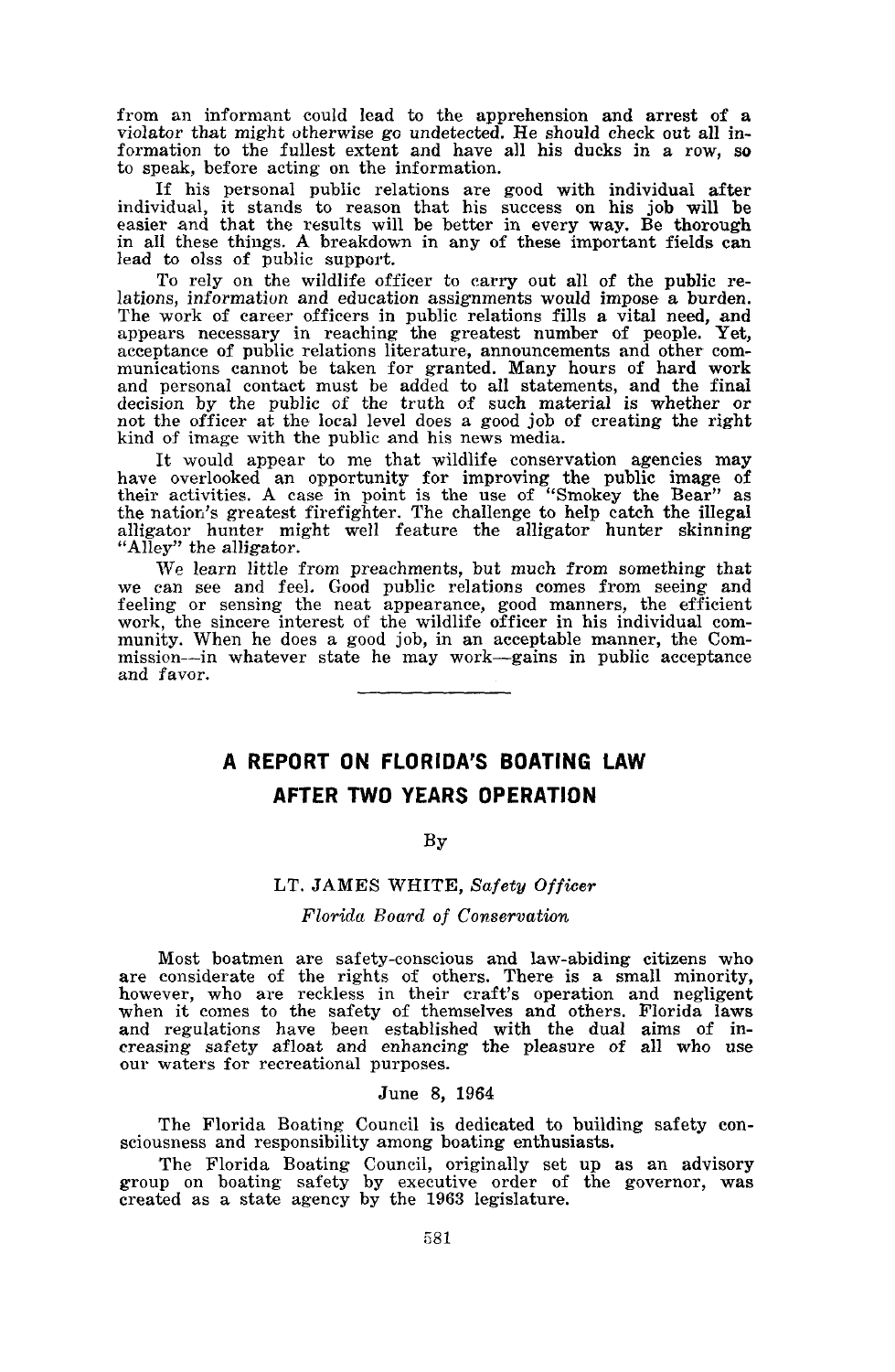from an informant could lead to the apprehension and arrest of a violator that might otherwise go undetected. He should check out all information to the fullest extent and have all his ducks in a row, so to speak, before acting on the information.

If his personal public relations are good with individual after individual, it stands to reason that his success on his job will be easier and that the results will be better in every way. Be thorough in all these things. A breakdown in any of these important fields can lead to olss of public support.

To rely on the wildlife officer to carry out all of the public relations, information and education assignments would impose a burden. The work of career officers in public relations fills a vital need, and appears necessary in reaching the greatest number of people. Yet, acceptance of public relations literature, announcements and other communications cannot be taken for granted. Many hours of hard work and personal contact must be added to all statements, and the final decision by the public of the truth of such material is whether or not the officer at the local level does a good job of creating the right kind of image with the public and his news media.

It would appear to me that wildlife conservation agencies may have overlooked an opportunity for improving the public image of their activities. A case in point is the use of "Smokey the Bear" as the nation's greatest firefighter. The challenge to help catch the illegal alligator hunter might well feature the alligator hunter skinning "Alley" the alligator.

We learn little from preachments, but much from something that we can see and feel. Good public relations comes from seeing and feeling or sensing the neat appearance, good manners, the efficient work, the sincere interest of the wildlife officer in his individual community. When he does a good job, in an acceptable manner, the Commission—in whatever state he may work—gains in public acceptance and favor.

---

## A REPORT ON FLORIDA'S BOATING LAW AFTER TWO YEARS OPERATION

By

LT. JAMES WHITE, *Safety Officer*

*Florida Board of Conservation*

Most boatmen are safety-conscious and law-abiding citizens who are considerate of the rights of others. There is a small minority, however, who are reckless in their craft's operation and negligent when it comes to the safety of themselves and others. Florida laws and regulations have been established with the dual aims of increasing safety afloat and enhancing the pleasure of all who use our waters for recreational purposes.

June 8, 1964

The Florida Boating Council is dedicated to building safety consciousness and responsibility among boating enthusiasts.

The Florida Boating Council, originally set up as an advisory group on boating safety by executive order of the governor, was created as a state agency by the 1963 legislature.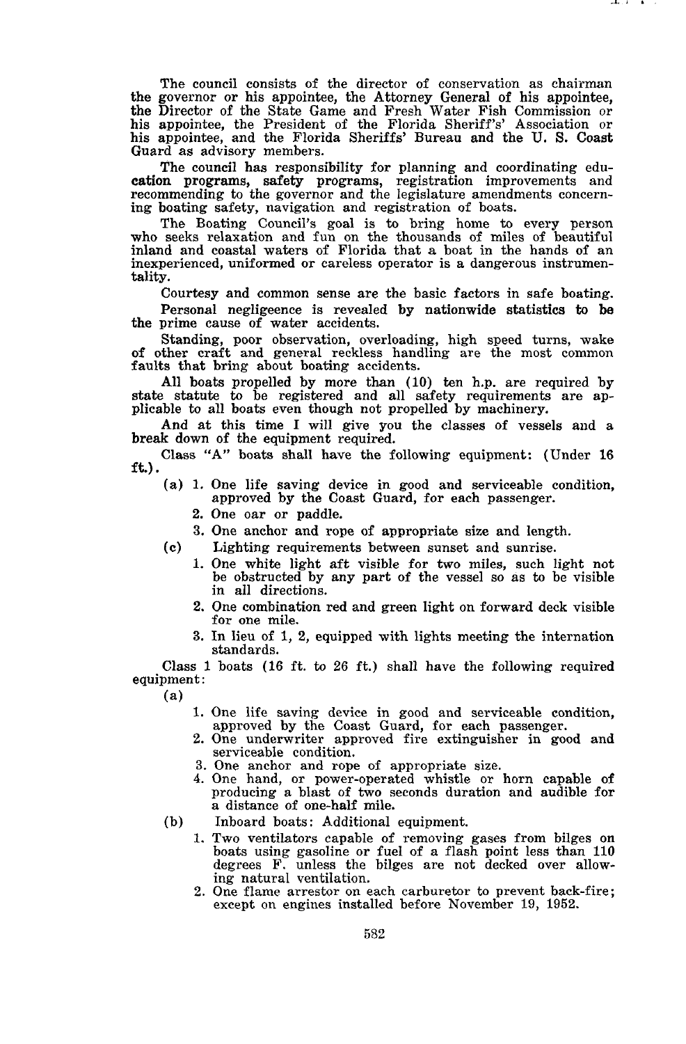The council consists of the director of conservation as chairman the governor or his appointee, the Attorney General of his appointee, the Director of the State Game and Fresh Water Fish Commission or his appointee, the President of the Florida Sheriff's' Association or his appointee, and the Florida Sheriffs' Bureau and the U. S. Coast Guard as advisory members.

The council has responsibility for planning and coordinating education programs, safety programs, registration improvements and recommending to the governor and the legislature amendments concerning boating safety, navigation and registration of boats.

The Boating Council's goal is to bring home to every person who seeks relaxation and fun on the thousands of miles of beautiful inland and coastal waters of Florida that a boat in the hands of an inexperienced, uniformed or careless operator is a dangerous instrumentality.

Courtesy and common sense are the basic factors in safe boating.

Personal negligeence is revealed by nationwide statistics to be the prime cause of water accidents.

Standing, poor observation, overloading, high speed turns, wake of other craft and general reckless handling are the most common faults that bring about boating accidents.

All boats propelled by more than (10) ten h.p. are required by state statute to be registered and all safety requirements are applicable to all boats even though not propelled by machinery.

And at this time I will give you the classes of vessels and a break down of the equipment required.

Class "A" boats shall have the following equipment: (Under 16 ft.).

(a) 1. One life saving device in good and serviceable condition, approved by the Coast Guard, for each passenger.
   2. One oar or paddle.
   3. One anchor and rope of appropriate size and length.

(c) Lighting requirements between sunset and sunrise.
   1. One white light aft visible for two miles, such light not be obstructed by any part of the vessel so as to be visible in all directions.
   2. One combination red and green light on forward deck visible for one mile.
   3. In lieu of 1, 2, equipped with lights meeting the internation standards.

Class 1 boats (16 ft. to 26 ft.) shall have the following required equipment:

(a)
   1. One life saving device in good and serviceable condition, approved by the Coast Guard, for each passenger.
   2. One underwriter approved fire extinguisher in good and serviceable condition.
   3. One anchor and rope of appropriate size.
   4. One hand, or power-operated whistle or horn capable of producing a blast of two seconds duration and audible for a distance of one-half mile.

(b) Inboard boats: Additional equipment.
   1. Two ventilators capable of removing gases from bilges on boats using gasoline or fuel of a flash point less than 110 degrees F. unless the bilges are not decked over allowing natural ventilation.
   2. One flame arrestor on each carburetor to prevent back-fire; except on engines installed before November 19, 1952.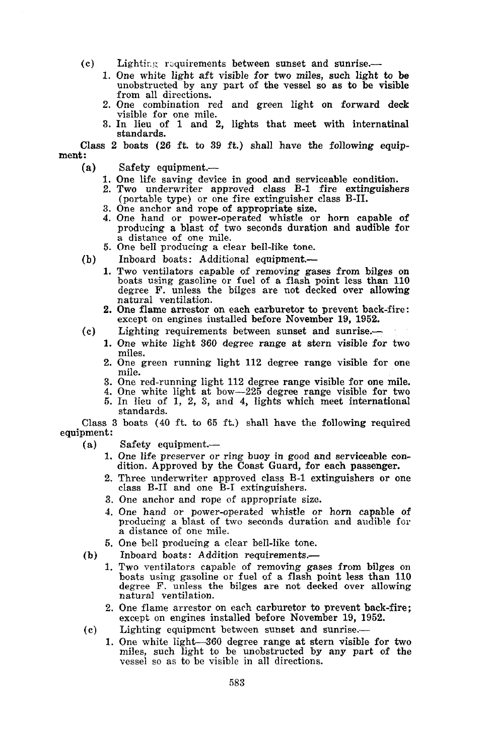(c) Lighting requirements between sunset and sunrise.—

1. One white light aft visible for two miles, such light to be unobstructed by any part of the vessel so as to be visible from all directions.
2. One combination red and green light on forward deck visible for one mile.
3. In lieu of 1 and 2, lights that meet with internatinal standards.

Class 2 boats (26 ft. to 39 ft.) shall have the following equipment:

(a) Safety equipment.—

1. One life saving device in good and serviceable condition.
2. Two underwriter approved class B-1 fire extinguishers (portable type) or one fire extinguisher class B-II.
3. One anchor and rope of appropriate size.
4. One hand or power-operated whistle or horn capable of producing a blast of two seconds duration and audible for a distance of one mile.
5. One bell producing a clear bell-like tone.

(b) Inboard boats: Additional equipment.—

1. Two ventilators capable of removing gases from bilges on boats using gasoline or fuel of a flash point less than 110 degree F. unless the bilges are not decked over allowing natural ventilation.
2. One flame arrestor on each carburetor to prevent back-fire: except on engines installed before November 19, 1952.

(c) Lighting requirements between sunset and sunrise.—

1. One white light 360 degree range at stern visible for two miles.
2. One green running light 112 degree range visible for one mile.
3. One red-running light 112 degree range visible for one mile.
4. One white light at bow—225 degree range visible for two
5. In lieu of 1, 2, 3, and 4, lights which meet international standards.

Class 3 boats (40 ft. to 65 ft.) shall have the following required equipment:

(a) Safety equipment.—

1. One life preserver or ring buoy in good and serviceable condition. Approved by the Coast Guard, for each passenger.
2. Three underwriter approved class B-1 extinguishers or one class B-II and one B-I extinguishers.
3. One anchor and rope of appropriate size.
4. One hand or power-operated whistle or horn capable of producing a blast of two seconds duration and audible for a distance of one mile.
5. One bell producing a clear bell-like tone.

(b) Inboard boats: Addition requirements.—

1. Two ventilators capable of removing gases from bilges on boats using gasoline or fuel of a flash point less than 110 degree F. unless the bilges are not decked over allowing natural ventilation.
2. One flame arrestor on each carburetor to prevent back-fire; except on engines installed before November 19, 1952.

(c) Lighting equipment between sunset and sunrise.—

1. One white light—360 degree range at stern visible for two miles, such light to be unobstructed by any part of the vessel so as to be visible in all directions.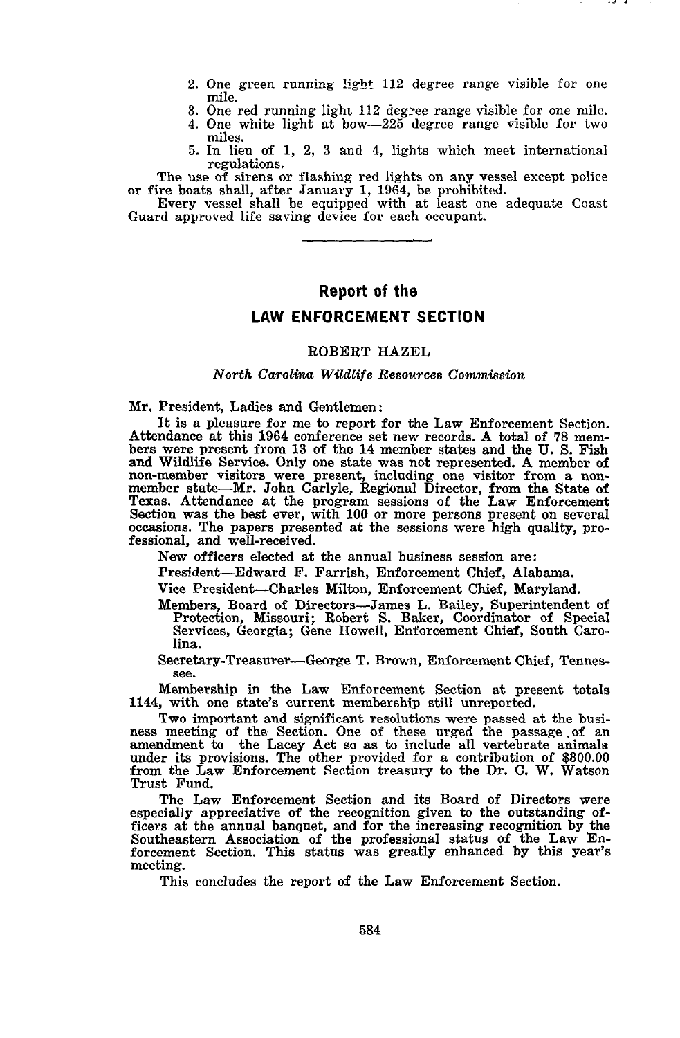2. One green running light 112 degree range visible for one mile.
3. One red running light 112 degree range visible for one mile.
4. One white light at bow—225 degree range visible for two miles.
5. In lieu of 1, 2, 3 and 4, lights which meet international regulations.

The use of sirens or flashing red lights on any vessel except police or fire boats shall, after January 1, 1964, be prohibited.

Every vessel shall be equipped with at least one adequate Coast Guard approved life saving device for each occupant.

---

## Report of the
## LAW ENFORCEMENT SECTION

ROBERT HAZEL

*North Carolina Wildlife Resources Commission*

Mr. President, Ladies and Gentlemen:

It is a pleasure for me to report for the Law Enforcement Section. Attendance at this 1964 conference set new records. A total of 78 members were present from 13 of the 14 member states and the U. S. Fish and Wildlife Service. Only one state was not represented. A member of non-member visitors were present, including one visitor from a non-member state—Mr. John Carlyle, Regional Director, from the State of Texas. Attendance at the program sessions of the Law Enforcement Section was the best ever, with 100 or more persons present on several occasions. The papers presented at the sessions were high quality, professional, and well-received.

New officers elected at the annual business session are:

President—Edward F. Farrish, Enforcement Chief, Alabama.

Vice President—Charles Milton, Enforcement Chief, Maryland.

Members, Board of Directors—James L. Bailey, Superintendent of Protection, Missouri; Robert S. Baker, Coordinator of Special Services, Georgia; Gene Howell, Enforcement Chief, South Carolina.

Secretary-Treasurer—George T. Brown, Enforcement Chief, Tennessee.

Membership in the Law Enforcement Section at present totals 1144, with one state's current membership still unreported.

Two important and significant resolutions were passed at the business meeting of the Section. One of these urged the passage of an amendment to the Lacey Act so as to include all vertebrate animals under its provisions. The other provided for a contribution of $300.00 from the Law Enforcement Section treasury to the Dr. C. W. Watson Trust Fund.

The Law Enforcement Section and its Board of Directors were especially appreciative of the recognition given to the outstanding officers at the annual banquet, and for the increasing recognition by the Southeastern Association of the professional status of the Law Enforcement Section. This status was greatly enhanced by this year's meeting.

This concludes the report of the Law Enforcement Section.